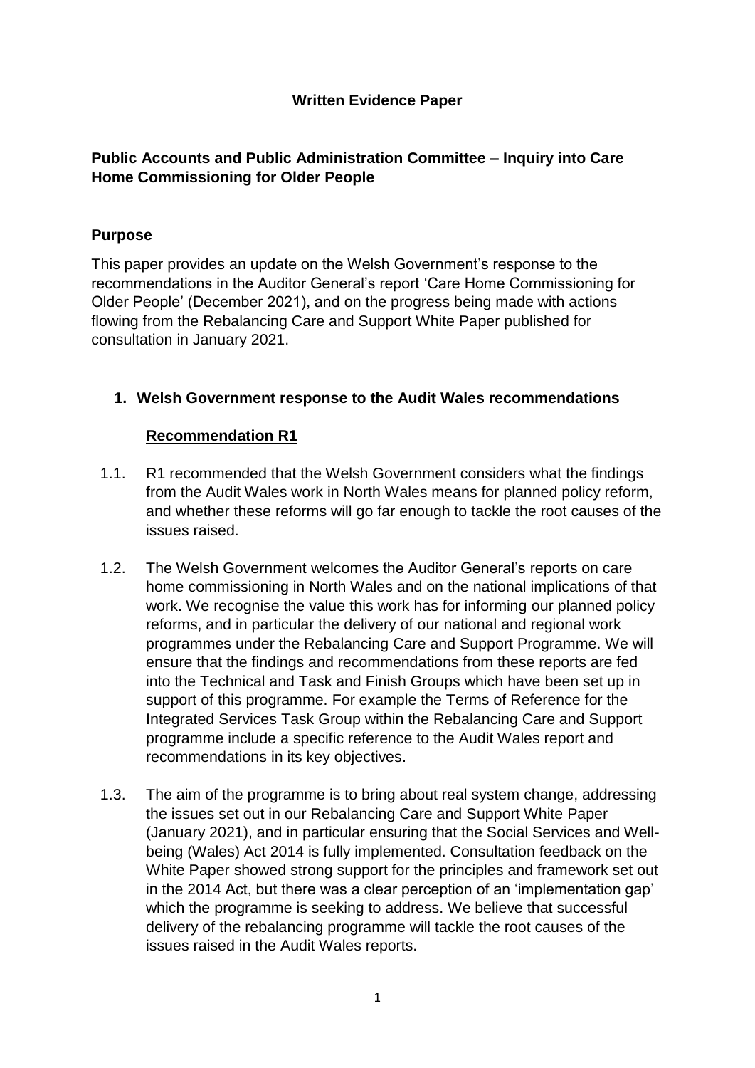**Written Evidence Paper**

**Public Accounts and Public Administration Committee – Inquiry into Care Home Commissioning for Older People**

## Purpose

This paper provides an update on the Welsh Government's response to the recommendations in the Auditor General's report 'Care Home Commissioning for Older People' (December 2021), and on the progress being made with actions flowing from the Rebalancing Care and Support White Paper published for consultation in January 2021.

## 1. Welsh Government response to the Audit Wales recommendations

### Recommendation R1

1.1. R1 recommended that the Welsh Government considers what the findings from the Audit Wales work in North Wales means for planned policy reform, and whether these reforms will go far enough to tackle the root causes of the issues raised.

1.2. The Welsh Government welcomes the Auditor General's reports on care home commissioning in North Wales and on the national implications of that work. We recognise the value this work has for informing our planned policy reforms, and in particular the delivery of our national and regional work programmes under the Rebalancing Care and Support Programme. We will ensure that the findings and recommendations from these reports are fed into the Technical and Task and Finish Groups which have been set up in support of this programme. For example the Terms of Reference for the Integrated Services Task Group within the Rebalancing Care and Support programme include a specific reference to the Audit Wales report and recommendations in its key objectives.

1.3. The aim of the programme is to bring about real system change, addressing the issues set out in our Rebalancing Care and Support White Paper (January 2021), and in particular ensuring that the Social Services and Well-being (Wales) Act 2014 is fully implemented. Consultation feedback on the White Paper showed strong support for the principles and framework set out in the 2014 Act, but there was a clear perception of an 'implementation gap' which the programme is seeking to address. We believe that successful delivery of the rebalancing programme will tackle the root causes of the issues raised in the Audit Wales reports.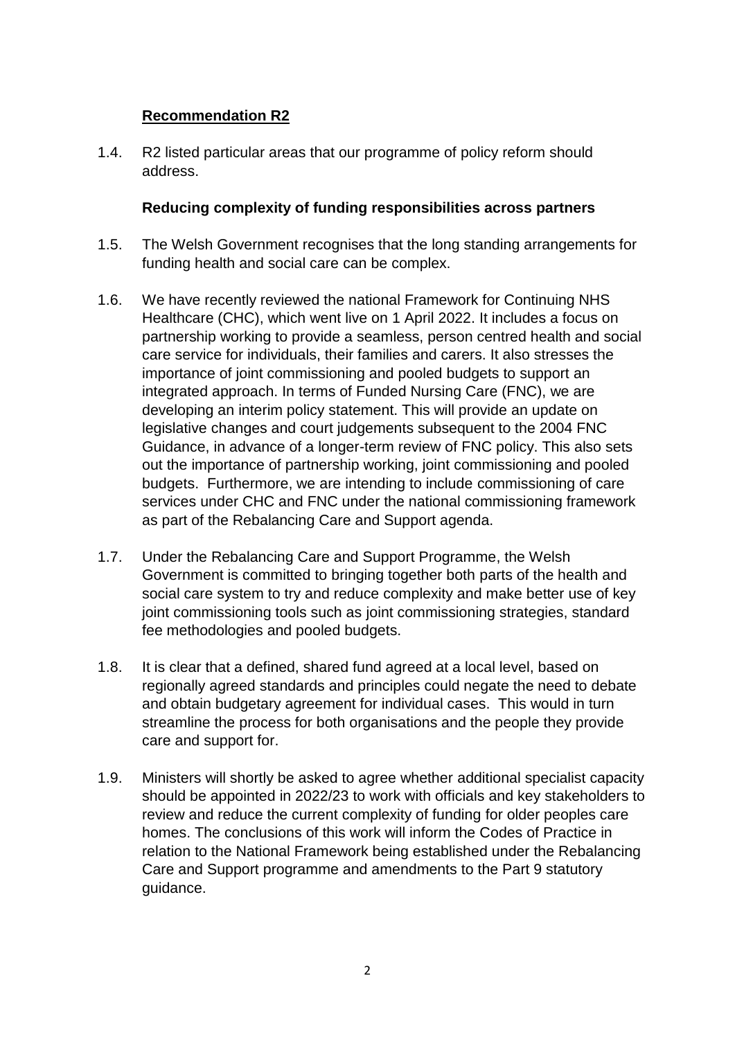## Recommendation R2

1.4. R2 listed particular areas that our programme of policy reform should address.

### Reducing complexity of funding responsibilities across partners

1.5. The Welsh Government recognises that the long standing arrangements for funding health and social care can be complex.

1.6. We have recently reviewed the national Framework for Continuing NHS Healthcare (CHC), which went live on 1 April 2022. It includes a focus on partnership working to provide a seamless, person centred health and social care service for individuals, their families and carers. It also stresses the importance of joint commissioning and pooled budgets to support an integrated approach. In terms of Funded Nursing Care (FNC), we are developing an interim policy statement. This will provide an update on legislative changes and court judgements subsequent to the 2004 FNC Guidance, in advance of a longer-term review of FNC policy. This also sets out the importance of partnership working, joint commissioning and pooled budgets. Furthermore, we are intending to include commissioning of care services under CHC and FNC under the national commissioning framework as part of the Rebalancing Care and Support agenda.

1.7. Under the Rebalancing Care and Support Programme, the Welsh Government is committed to bringing together both parts of the health and social care system to try and reduce complexity and make better use of key joint commissioning tools such as joint commissioning strategies, standard fee methodologies and pooled budgets.

1.8. It is clear that a defined, shared fund agreed at a local level, based on regionally agreed standards and principles could negate the need to debate and obtain budgetary agreement for individual cases. This would in turn streamline the process for both organisations and the people they provide care and support for.

1.9. Ministers will shortly be asked to agree whether additional specialist capacity should be appointed in 2022/23 to work with officials and key stakeholders to review and reduce the current complexity of funding for older peoples care homes. The conclusions of this work will inform the Codes of Practice in relation to the National Framework being established under the Rebalancing Care and Support programme and amendments to the Part 9 statutory guidance.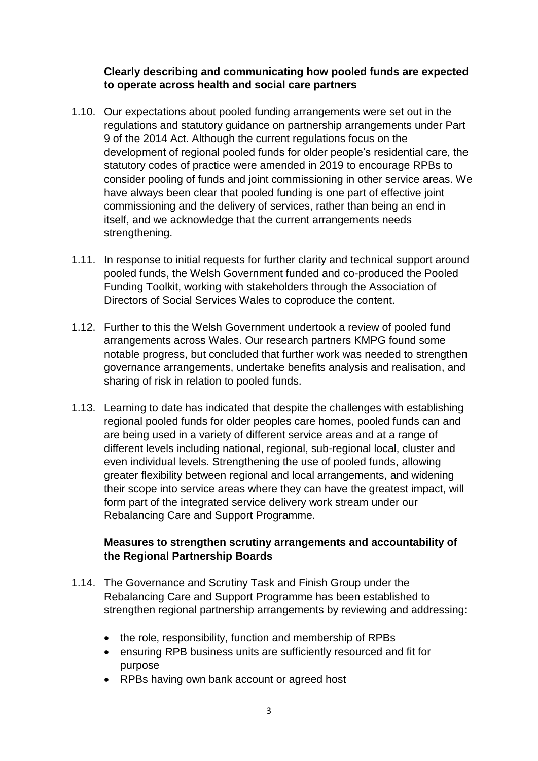**Clearly describing and communicating how pooled funds are expected to operate across health and social care partners**

1.10. Our expectations about pooled funding arrangements were set out in the regulations and statutory guidance on partnership arrangements under Part 9 of the 2014 Act. Although the current regulations focus on the development of regional pooled funds for older people's residential care, the statutory codes of practice were amended in 2019 to encourage RPBs to consider pooling of funds and joint commissioning in other service areas. We have always been clear that pooled funding is one part of effective joint commissioning and the delivery of services, rather than being an end in itself, and we acknowledge that the current arrangements needs strengthening.

1.11. In response to initial requests for further clarity and technical support around pooled funds, the Welsh Government funded and co-produced the Pooled Funding Toolkit, working with stakeholders through the Association of Directors of Social Services Wales to coproduce the content.

1.12. Further to this the Welsh Government undertook a review of pooled fund arrangements across Wales. Our research partners KMPG found some notable progress, but concluded that further work was needed to strengthen governance arrangements, undertake benefits analysis and realisation, and sharing of risk in relation to pooled funds.

1.13. Learning to date has indicated that despite the challenges with establishing regional pooled funds for older peoples care homes, pooled funds can and are being used in a variety of different service areas and at a range of different levels including national, regional, sub-regional local, cluster and even individual levels. Strengthening the use of pooled funds, allowing greater flexibility between regional and local arrangements, and widening their scope into service areas where they can have the greatest impact, will form part of the integrated service delivery work stream under our Rebalancing Care and Support Programme.

**Measures to strengthen scrutiny arrangements and accountability of the Regional Partnership Boards**

1.14. The Governance and Scrutiny Task and Finish Group under the Rebalancing Care and Support Programme has been established to strengthen regional partnership arrangements by reviewing and addressing:

- the role, responsibility, function and membership of RPBs
- ensuring RPB business units are sufficiently resourced and fit for purpose
- RPBs having own bank account or agreed host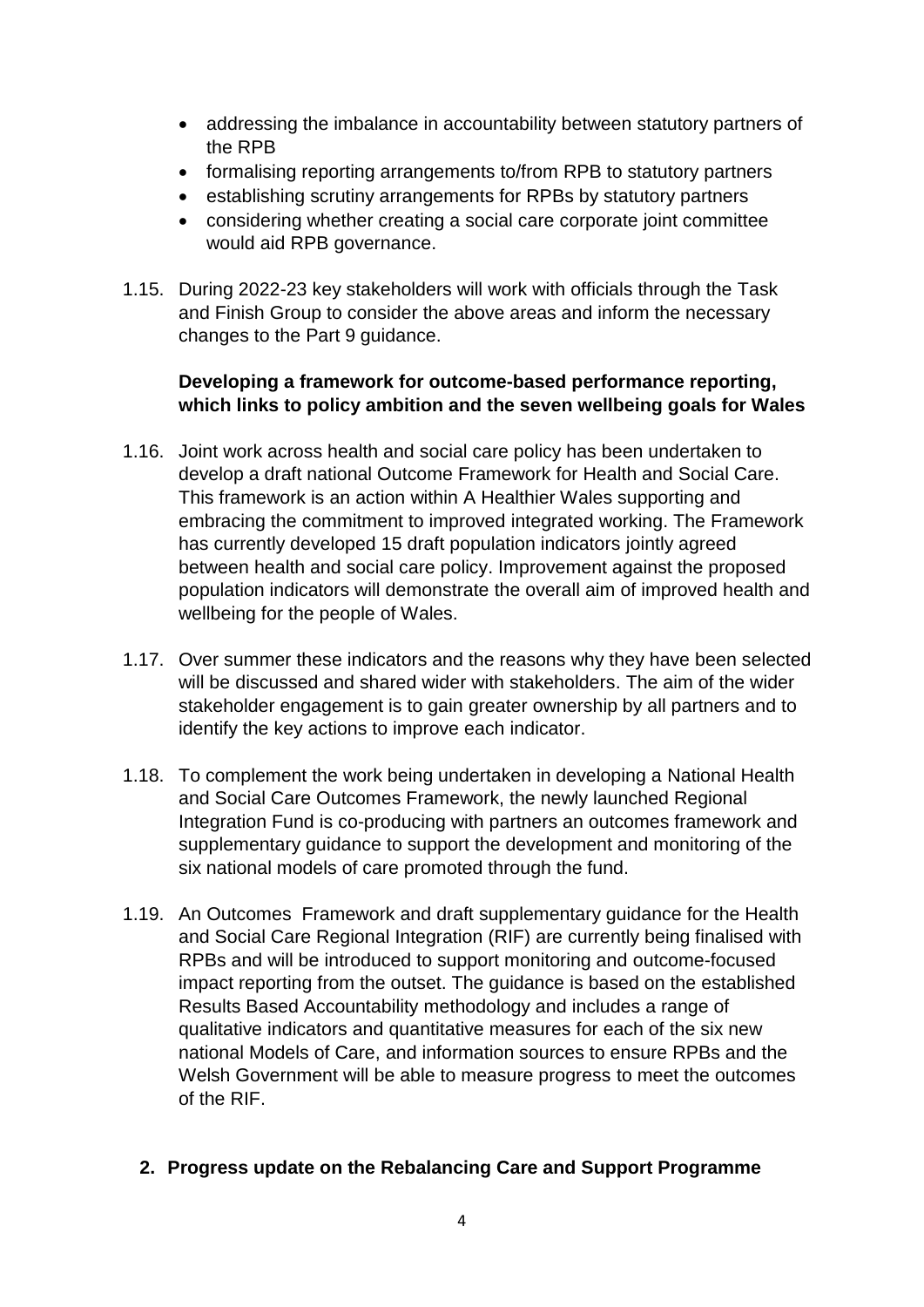- addressing the imbalance in accountability between statutory partners of the RPB
- formalising reporting arrangements to/from RPB to statutory partners
- establishing scrutiny arrangements for RPBs by statutory partners
- considering whether creating a social care corporate joint committee would aid RPB governance.

1.15. During 2022-23 key stakeholders will work with officials through the Task and Finish Group to consider the above areas and inform the necessary changes to the Part 9 guidance.

**Developing a framework for outcome-based performance reporting, which links to policy ambition and the seven wellbeing goals for Wales**

1.16. Joint work across health and social care policy has been undertaken to develop a draft national Outcome Framework for Health and Social Care. This framework is an action within A Healthier Wales supporting and embracing the commitment to improved integrated working. The Framework has currently developed 15 draft population indicators jointly agreed between health and social care policy. Improvement against the proposed population indicators will demonstrate the overall aim of improved health and wellbeing for the people of Wales.

1.17. Over summer these indicators and the reasons why they have been selected will be discussed and shared wider with stakeholders. The aim of the wider stakeholder engagement is to gain greater ownership by all partners and to identify the key actions to improve each indicator.

1.18. To complement the work being undertaken in developing a National Health and Social Care Outcomes Framework, the newly launched Regional Integration Fund is co-producing with partners an outcomes framework and supplementary guidance to support the development and monitoring of the six national models of care promoted through the fund.

1.19. An Outcomes Framework and draft supplementary guidance for the Health and Social Care Regional Integration (RIF) are currently being finalised with RPBs and will be introduced to support monitoring and outcome-focused impact reporting from the outset. The guidance is based on the established Results Based Accountability methodology and includes a range of qualitative indicators and quantitative measures for each of the six new national Models of Care, and information sources to ensure RPBs and the Welsh Government will be able to measure progress to meet the outcomes of the RIF.

## 2. Progress update on the Rebalancing Care and Support Programme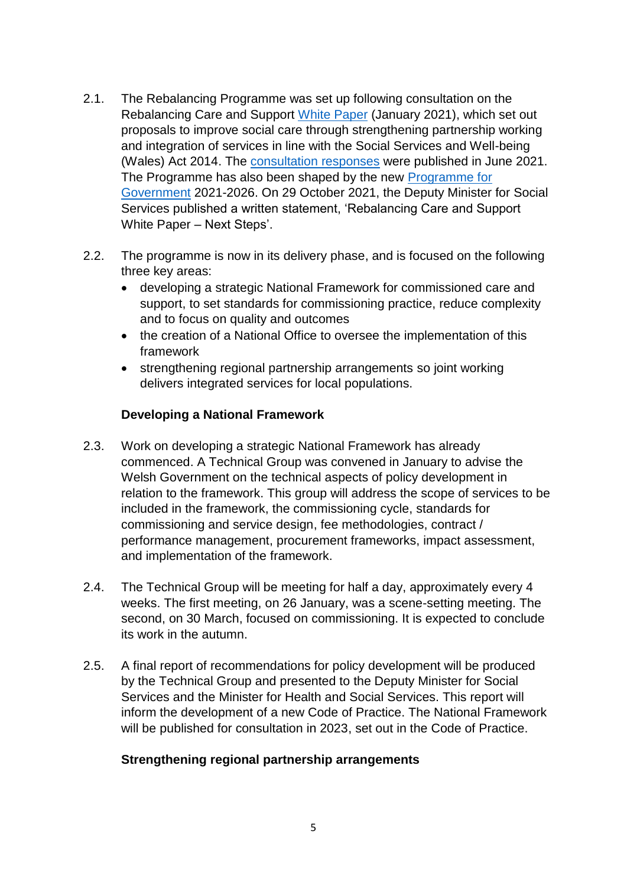2.1. The Rebalancing Programme was set up following consultation on the Rebalancing Care and Support White Paper (January 2021), which set out proposals to improve social care through strengthening partnership working and integration of services in line with the Social Services and Well-being (Wales) Act 2014. The consultation responses were published in June 2021. The Programme has also been shaped by the new Programme for Government 2021-2026. On 29 October 2021, the Deputy Minister for Social Services published a written statement, 'Rebalancing Care and Support White Paper – Next Steps'.

2.2. The programme is now in its delivery phase, and is focused on the following three key areas:

- developing a strategic National Framework for commissioned care and support, to set standards for commissioning practice, reduce complexity and to focus on quality and outcomes
- the creation of a National Office to oversee the implementation of this framework
- strengthening regional partnership arrangements so joint working delivers integrated services for local populations.

**Developing a National Framework**

2.3. Work on developing a strategic National Framework has already commenced. A Technical Group was convened in January to advise the Welsh Government on the technical aspects of policy development in relation to the framework. This group will address the scope of services to be included in the framework, the commissioning cycle, standards for commissioning and service design, fee methodologies, contract / performance management, procurement frameworks, impact assessment, and implementation of the framework.

2.4. The Technical Group will be meeting for half a day, approximately every 4 weeks. The first meeting, on 26 January, was a scene-setting meeting. The second, on 30 March, focused on commissioning. It is expected to conclude its work in the autumn.

2.5. A final report of recommendations for policy development will be produced by the Technical Group and presented to the Deputy Minister for Social Services and the Minister for Health and Social Services. This report will inform the development of a new Code of Practice. The National Framework will be published for consultation in 2023, set out in the Code of Practice.

**Strengthening regional partnership arrangements**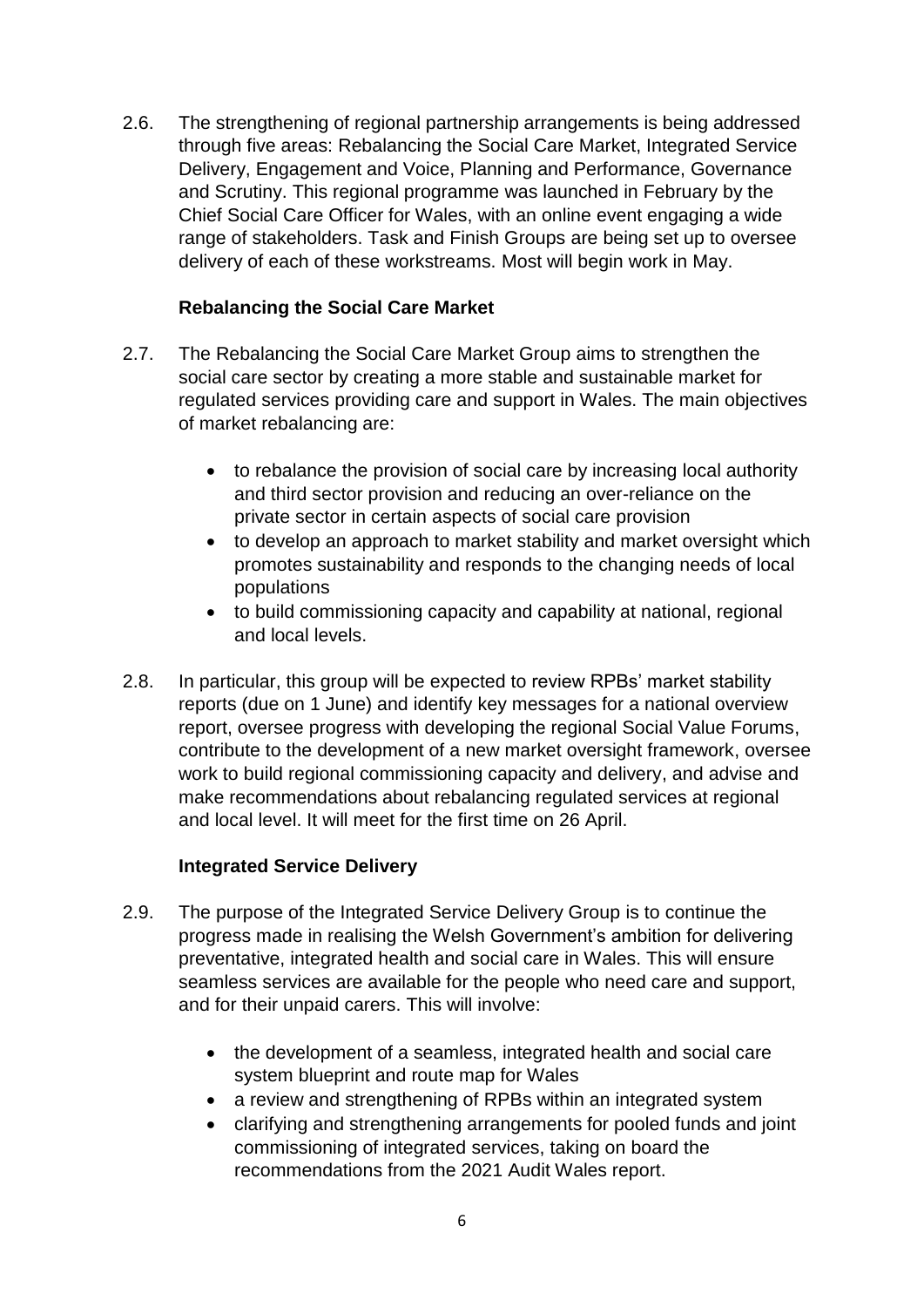2.6. The strengthening of regional partnership arrangements is being addressed through five areas: Rebalancing the Social Care Market, Integrated Service Delivery, Engagement and Voice, Planning and Performance, Governance and Scrutiny. This regional programme was launched in February by the Chief Social Care Officer for Wales, with an online event engaging a wide range of stakeholders. Task and Finish Groups are being set up to oversee delivery of each of these workstreams. Most will begin work in May.

**Rebalancing the Social Care Market**

2.7. The Rebalancing the Social Care Market Group aims to strengthen the social care sector by creating a more stable and sustainable market for regulated services providing care and support in Wales. The main objectives of market rebalancing are:

- to rebalance the provision of social care by increasing local authority and third sector provision and reducing an over-reliance on the private sector in certain aspects of social care provision
- to develop an approach to market stability and market oversight which promotes sustainability and responds to the changing needs of local populations
- to build commissioning capacity and capability at national, regional and local levels.

2.8. In particular, this group will be expected to review RPBs' market stability reports (due on 1 June) and identify key messages for a national overview report, oversee progress with developing the regional Social Value Forums, contribute to the development of a new market oversight framework, oversee work to build regional commissioning capacity and delivery, and advise and make recommendations about rebalancing regulated services at regional and local level. It will meet for the first time on 26 April.

**Integrated Service Delivery**

2.9. The purpose of the Integrated Service Delivery Group is to continue the progress made in realising the Welsh Government's ambition for delivering preventative, integrated health and social care in Wales. This will ensure seamless services are available for the people who need care and support, and for their unpaid carers. This will involve:

- the development of a seamless, integrated health and social care system blueprint and route map for Wales
- a review and strengthening of RPBs within an integrated system
- clarifying and strengthening arrangements for pooled funds and joint commissioning of integrated services, taking on board the recommendations from the 2021 Audit Wales report.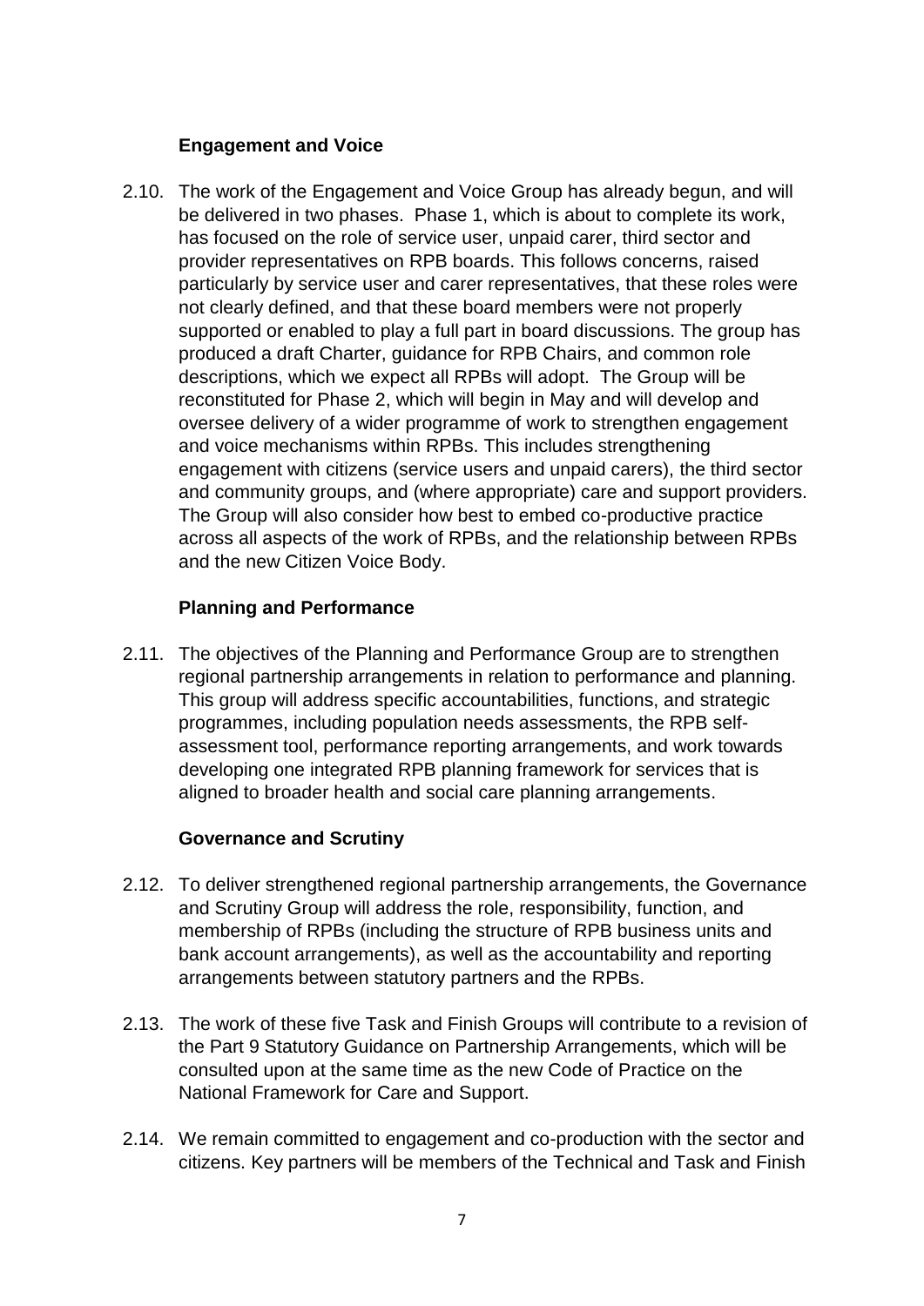### Engagement and Voice

2.10. The work of the Engagement and Voice Group has already begun, and will be delivered in two phases. Phase 1, which is about to complete its work, has focused on the role of service user, unpaid carer, third sector and provider representatives on RPB boards. This follows concerns, raised particularly by service user and carer representatives, that these roles were not clearly defined, and that these board members were not properly supported or enabled to play a full part in board discussions. The group has produced a draft Charter, guidance for RPB Chairs, and common role descriptions, which we expect all RPBs will adopt. The Group will be reconstituted for Phase 2, which will begin in May and will develop and oversee delivery of a wider programme of work to strengthen engagement and voice mechanisms within RPBs. This includes strengthening engagement with citizens (service users and unpaid carers), the third sector and community groups, and (where appropriate) care and support providers. The Group will also consider how best to embed co-productive practice across all aspects of the work of RPBs, and the relationship between RPBs and the new Citizen Voice Body.

### Planning and Performance

2.11. The objectives of the Planning and Performance Group are to strengthen regional partnership arrangements in relation to performance and planning. This group will address specific accountabilities, functions, and strategic programmes, including population needs assessments, the RPB self-assessment tool, performance reporting arrangements, and work towards developing one integrated RPB planning framework for services that is aligned to broader health and social care planning arrangements.

### Governance and Scrutiny

2.12. To deliver strengthened regional partnership arrangements, the Governance and Scrutiny Group will address the role, responsibility, function, and membership of RPBs (including the structure of RPB business units and bank account arrangements), as well as the accountability and reporting arrangements between statutory partners and the RPBs.

2.13. The work of these five Task and Finish Groups will contribute to a revision of the Part 9 Statutory Guidance on Partnership Arrangements, which will be consulted upon at the same time as the new Code of Practice on the National Framework for Care and Support.

2.14. We remain committed to engagement and co-production with the sector and citizens. Key partners will be members of the Technical and Task and Finish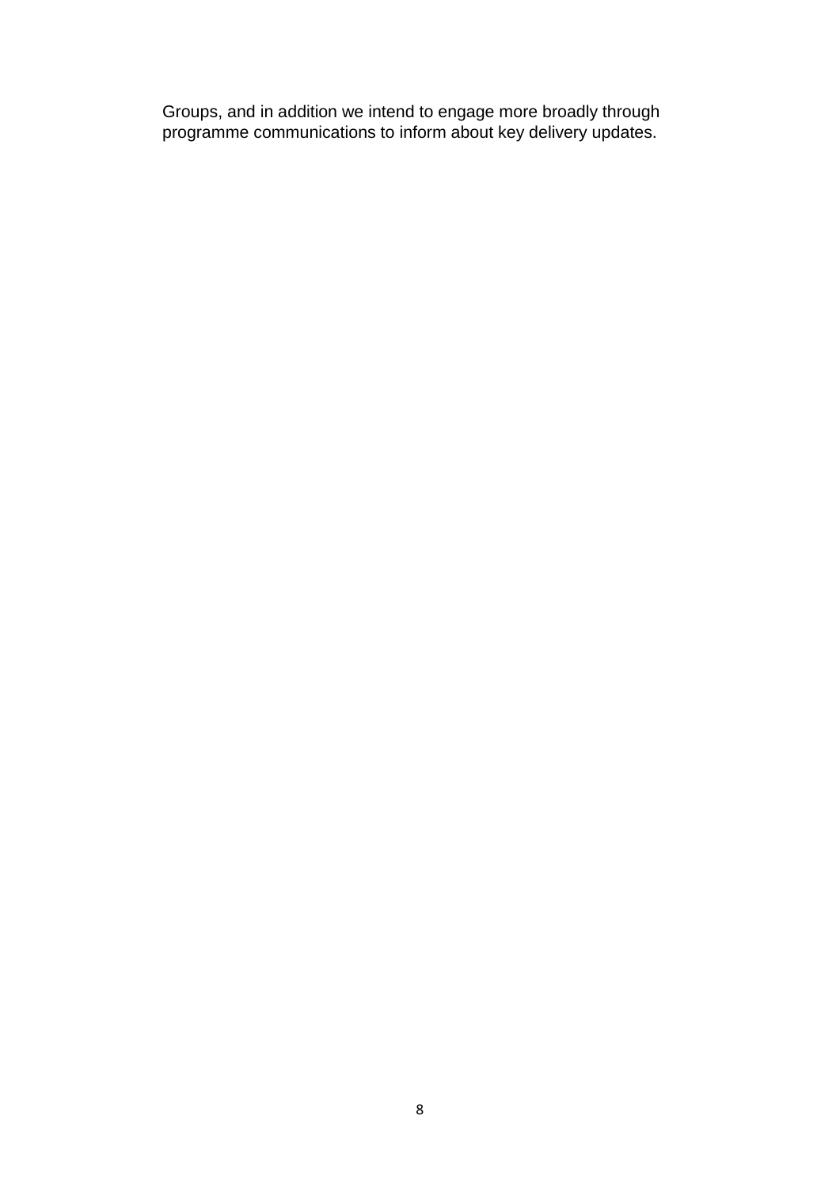Groups, and in addition we intend to engage more broadly through programme communications to inform about key delivery updates.